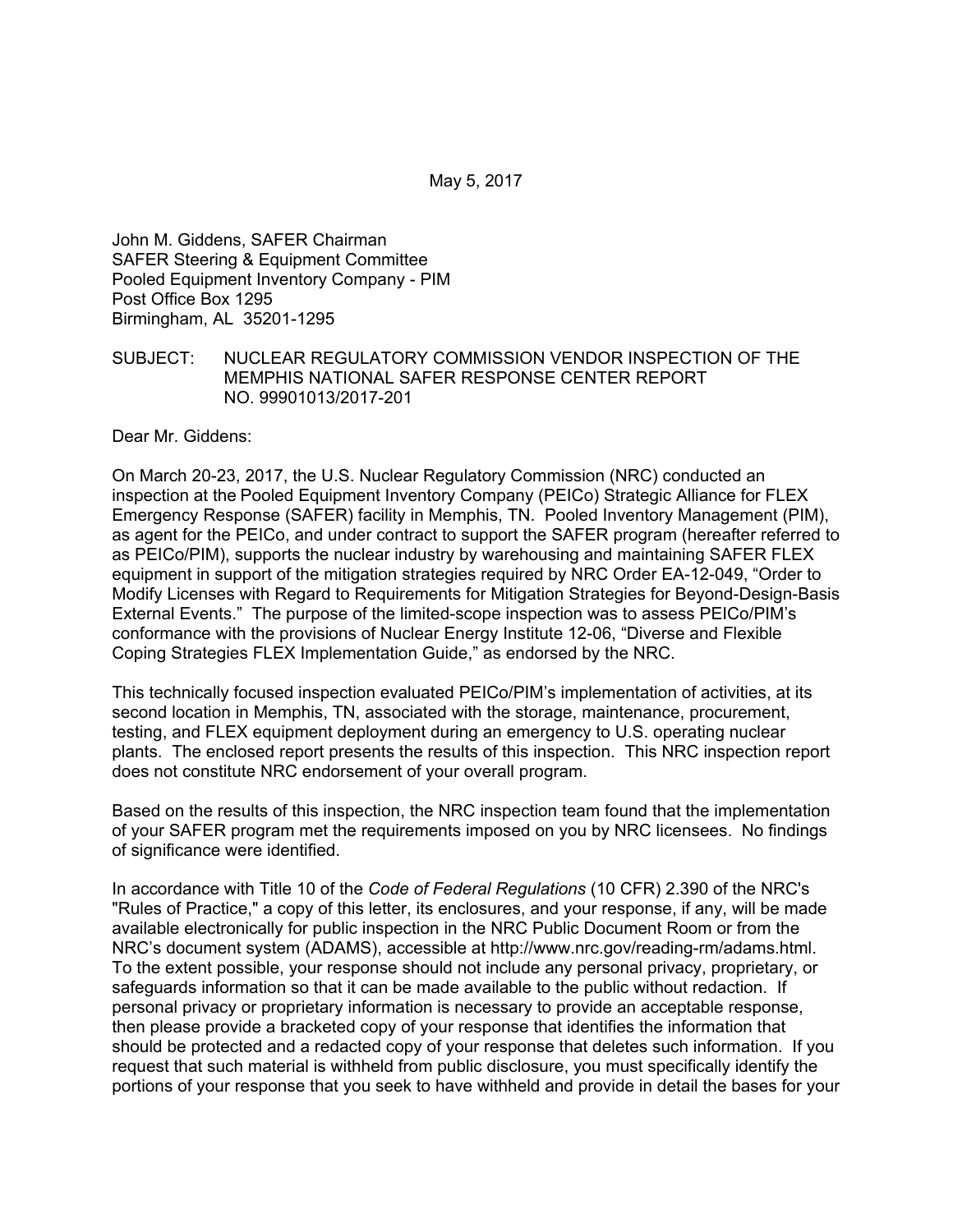May 5, 2017

John M. Giddens, SAFER Chairman
SAFER Steering & Equipment Committee
Pooled Equipment Inventory Company - PIM
Post Office Box 1295
Birmingham, AL 35201-1295

SUBJECT: NUCLEAR REGULATORY COMMISSION VENDOR INSPECTION OF THE MEMPHIS NATIONAL SAFER RESPONSE CENTER REPORT NO. 99901013/2017-201

Dear Mr. Giddens:

On March 20-23, 2017, the U.S. Nuclear Regulatory Commission (NRC) conducted an inspection at the Pooled Equipment Inventory Company (PEICo) Strategic Alliance for FLEX Emergency Response (SAFER) facility in Memphis, TN. Pooled Inventory Management (PIM), as agent for the PEICo, and under contract to support the SAFER program (hereafter referred to as PEICo/PIM), supports the nuclear industry by warehousing and maintaining SAFER FLEX equipment in support of the mitigation strategies required by NRC Order EA-12-049, "Order to Modify Licenses with Regard to Requirements for Mitigation Strategies for Beyond-Design-Basis External Events." The purpose of the limited-scope inspection was to assess PEICo/PIM's conformance with the provisions of Nuclear Energy Institute 12-06, "Diverse and Flexible Coping Strategies FLEX Implementation Guide," as endorsed by the NRC.

This technically focused inspection evaluated PEICo/PIM's implementation of activities, at its second location in Memphis, TN, associated with the storage, maintenance, procurement, testing, and FLEX equipment deployment during an emergency to U.S. operating nuclear plants. The enclosed report presents the results of this inspection. This NRC inspection report does not constitute NRC endorsement of your overall program.

Based on the results of this inspection, the NRC inspection team found that the implementation of your SAFER program met the requirements imposed on you by NRC licensees. No findings of significance were identified.

In accordance with Title 10 of the *Code of Federal Regulations* (10 CFR) 2.390 of the NRC's "Rules of Practice," a copy of this letter, its enclosures, and your response, if any, will be made available electronically for public inspection in the NRC Public Document Room or from the NRC's document system (ADAMS), accessible at http://www.nrc.gov/reading-rm/adams.html. To the extent possible, your response should not include any personal privacy, proprietary, or safeguards information so that it can be made available to the public without redaction. If personal privacy or proprietary information is necessary to provide an acceptable response, then please provide a bracketed copy of your response that identifies the information that should be protected and a redacted copy of your response that deletes such information. If you request that such material is withheld from public disclosure, you must specifically identify the portions of your response that you seek to have withheld and provide in detail the bases for your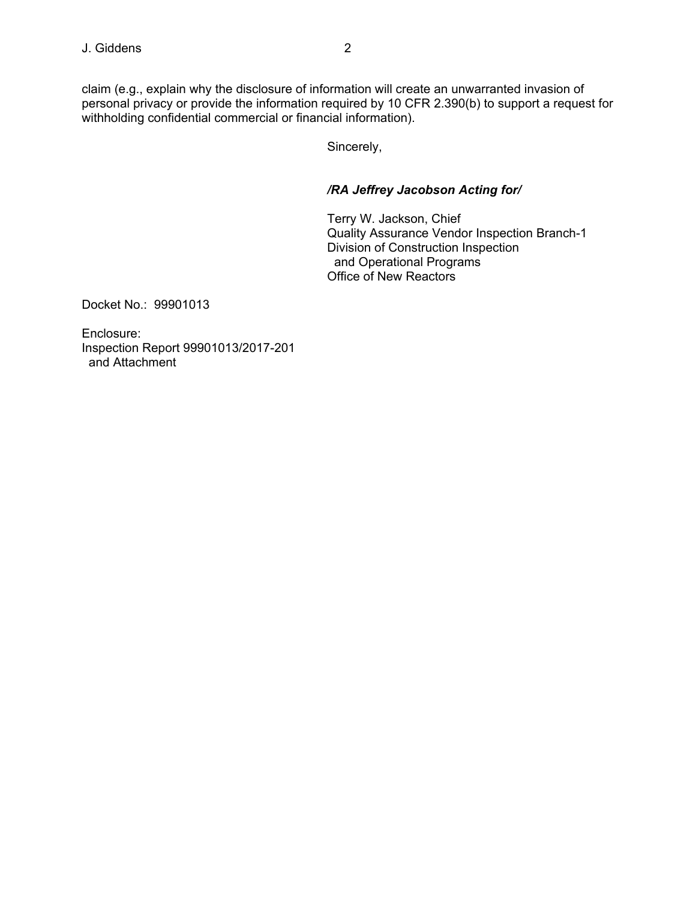claim (e.g., explain why the disclosure of information will create an unwarranted invasion of personal privacy or provide the information required by 10 CFR 2.390(b) to support a request for withholding confidential commercial or financial information).

Sincerely,

***/RA Jeffrey Jacobson Acting for/***

Terry W. Jackson, Chief
Quality Assurance Vendor Inspection Branch-1
Division of Construction Inspection
and Operational Programs
Office of New Reactors

Docket No.: 99901013

Enclosure:
Inspection Report 99901013/2017-201
and Attachment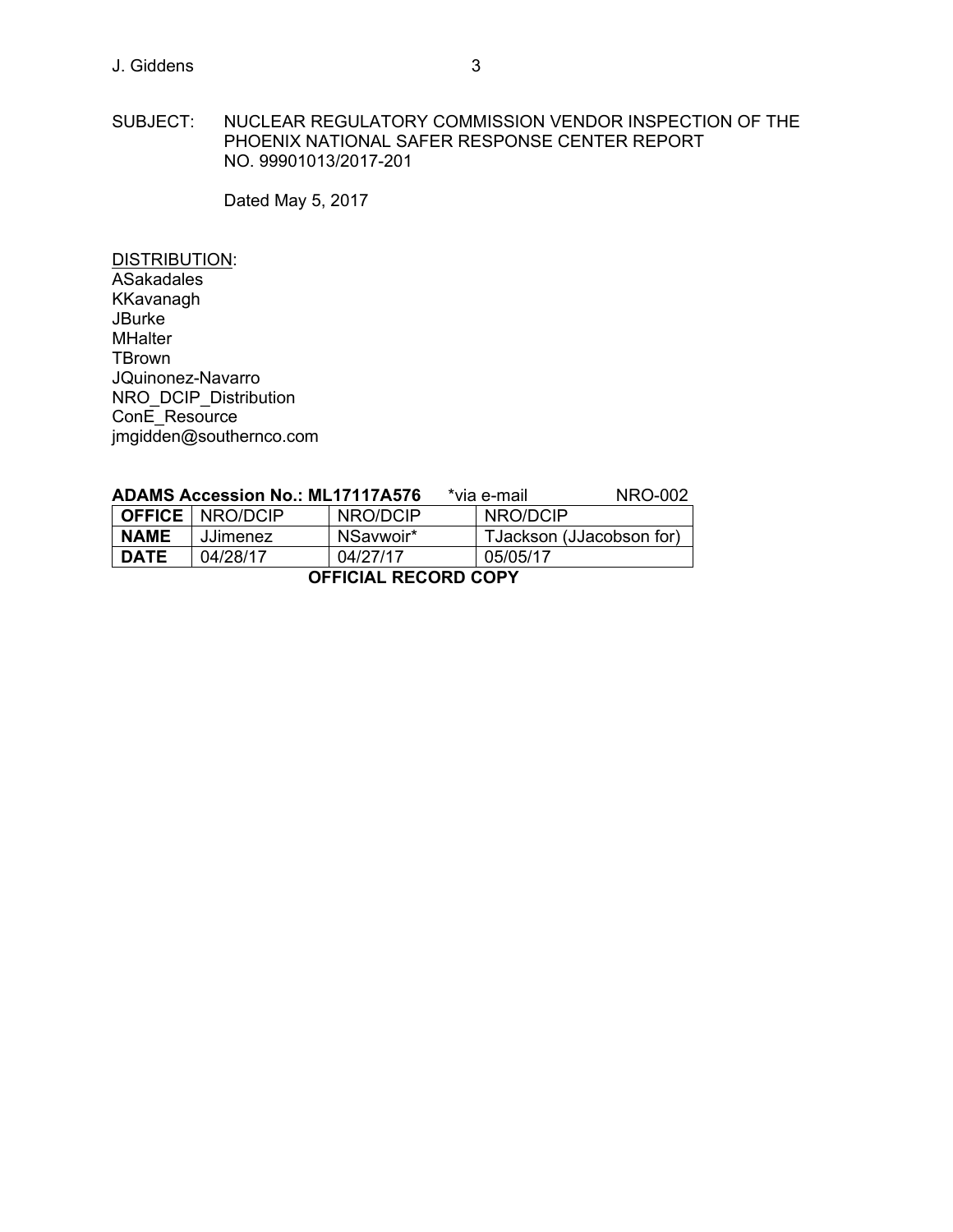SUBJECT: NUCLEAR REGULATORY COMMISSION VENDOR INSPECTION OF THE PHOENIX NATIONAL SAFER RESPONSE CENTER REPORT NO. 99901013/2017-201

Dated May 5, 2017

DISTRIBUTION:
ASakadales
KKavanagh
JBurke
MHalter
TBrown
JQuinonez-Navarro
NRO_DCIP_Distribution
ConE_Resource
jmgidden@southernco.com

**ADAMS Accession No.: ML17117A576** *via e-mail NRO-002

| **OFFICE** | NRO/DCIP | NRO/DCIP | NRO/DCIP |
|---|---|---|---|
| **NAME** | JJimenez | NSavwoir* | TJackson (JJacobson for) |
| **DATE** | 04/28/17 | 04/27/17 | 05/05/17 |

**OFFICIAL RECORD COPY**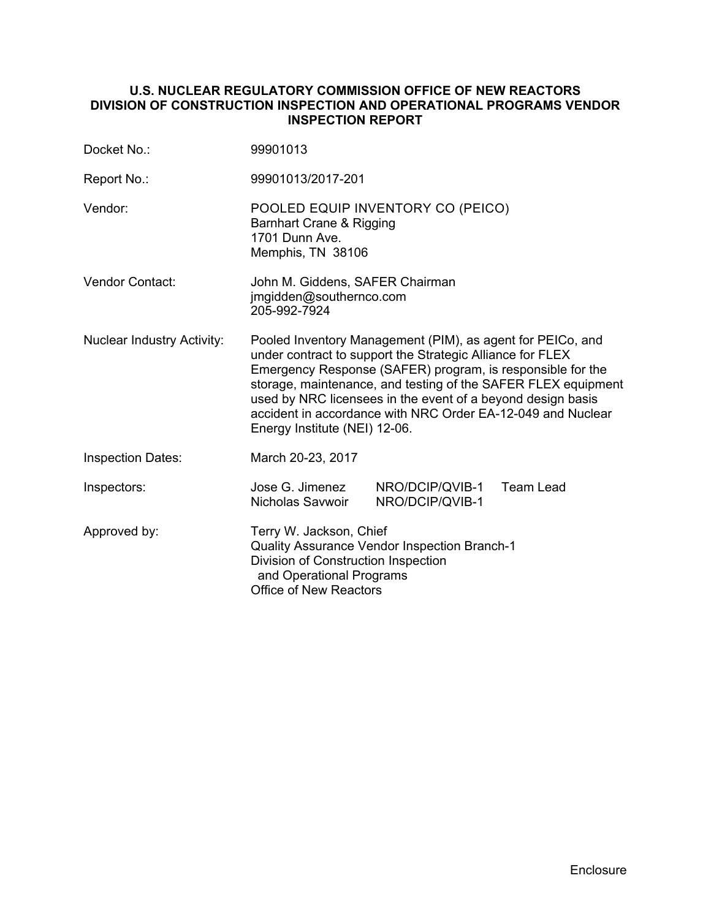**U.S. NUCLEAR REGULATORY COMMISSION OFFICE OF NEW REACTORS DIVISION OF CONSTRUCTION INSPECTION AND OPERATIONAL PROGRAMS VENDOR INSPECTION REPORT**

| | |
|---|---|
| Docket No.: | 99901013 |
| Report No.: | 99901013/2017-201 |
| Vendor: | POOLED EQUIP INVENTORY CO (PEICO)<br>Barnhart Crane & Rigging<br>1701 Dunn Ave.<br>Memphis, TN 38106 |
| Vendor Contact: | John M. Giddens, SAFER Chairman<br>jmgidden@southernco.com<br>205-992-7924 |
| Nuclear Industry Activity: | Pooled Inventory Management (PIM), as agent for PEICo, and under contract to support the Strategic Alliance for FLEX Emergency Response (SAFER) program, is responsible for the storage, maintenance, and testing of the SAFER FLEX equipment used by NRC licensees in the event of a beyond design basis accident in accordance with NRC Order EA-12-049 and Nuclear Energy Institute (NEI) 12-06. |
| Inspection Dates: | March 20-23, 2017 |
| Inspectors: | Jose G. Jimenez NRO/DCIP/QVIB-1 Team Lead<br>Nicholas Savwoir NRO/DCIP/QVIB-1 |
| Approved by: | Terry W. Jackson, Chief<br>Quality Assurance Vendor Inspection Branch-1<br>Division of Construction Inspection and Operational Programs<br>Office of New Reactors |

Enclosure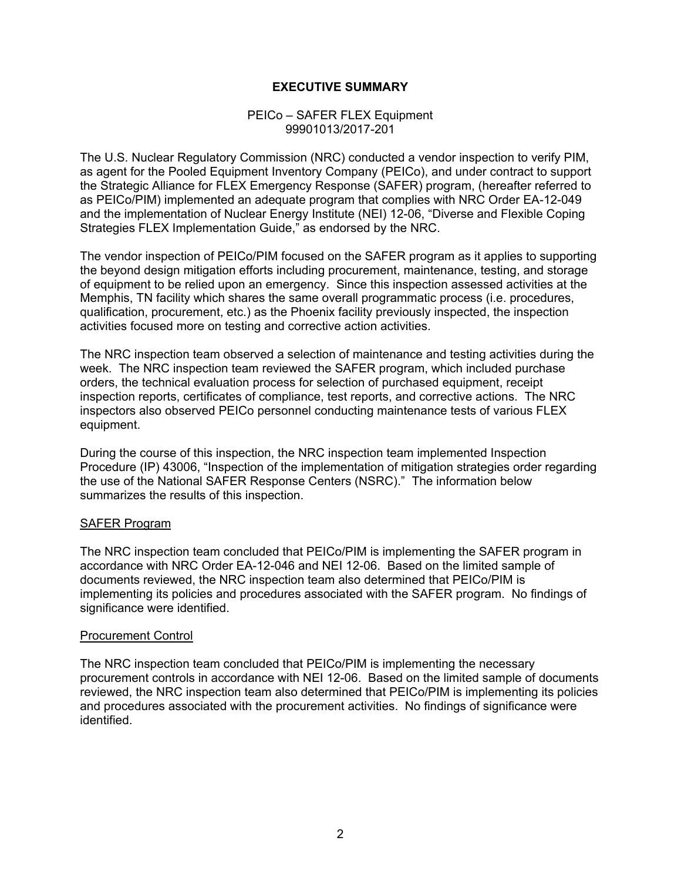## EXECUTIVE SUMMARY

PEICo – SAFER FLEX Equipment
99901013/2017-201

The U.S. Nuclear Regulatory Commission (NRC) conducted a vendor inspection to verify PIM, as agent for the Pooled Equipment Inventory Company (PEICo), and under contract to support the Strategic Alliance for FLEX Emergency Response (SAFER) program, (hereafter referred to as PEICo/PIM) implemented an adequate program that complies with NRC Order EA-12-049 and the implementation of Nuclear Energy Institute (NEI) 12-06, "Diverse and Flexible Coping Strategies FLEX Implementation Guide," as endorsed by the NRC.

The vendor inspection of PEICo/PIM focused on the SAFER program as it applies to supporting the beyond design mitigation efforts including procurement, maintenance, testing, and storage of equipment to be relied upon an emergency. Since this inspection assessed activities at the Memphis, TN facility which shares the same overall programmatic process (i.e. procedures, qualification, procurement, etc.) as the Phoenix facility previously inspected, the inspection activities focused more on testing and corrective action activities.

The NRC inspection team observed a selection of maintenance and testing activities during the week. The NRC inspection team reviewed the SAFER program, which included purchase orders, the technical evaluation process for selection of purchased equipment, receipt inspection reports, certificates of compliance, test reports, and corrective actions. The NRC inspectors also observed PEICo personnel conducting maintenance tests of various FLEX equipment.

During the course of this inspection, the NRC inspection team implemented Inspection Procedure (IP) 43006, "Inspection of the implementation of mitigation strategies order regarding the use of the National SAFER Response Centers (NSRC)." The information below summarizes the results of this inspection.

### SAFER Program

The NRC inspection team concluded that PEICo/PIM is implementing the SAFER program in accordance with NRC Order EA-12-046 and NEI 12-06. Based on the limited sample of documents reviewed, the NRC inspection team also determined that PEICo/PIM is implementing its policies and procedures associated with the SAFER program. No findings of significance were identified.

### Procurement Control

The NRC inspection team concluded that PEICo/PIM is implementing the necessary procurement controls in accordance with NEI 12-06. Based on the limited sample of documents reviewed, the NRC inspection team also determined that PEICo/PIM is implementing its policies and procedures associated with the procurement activities. No findings of significance were identified.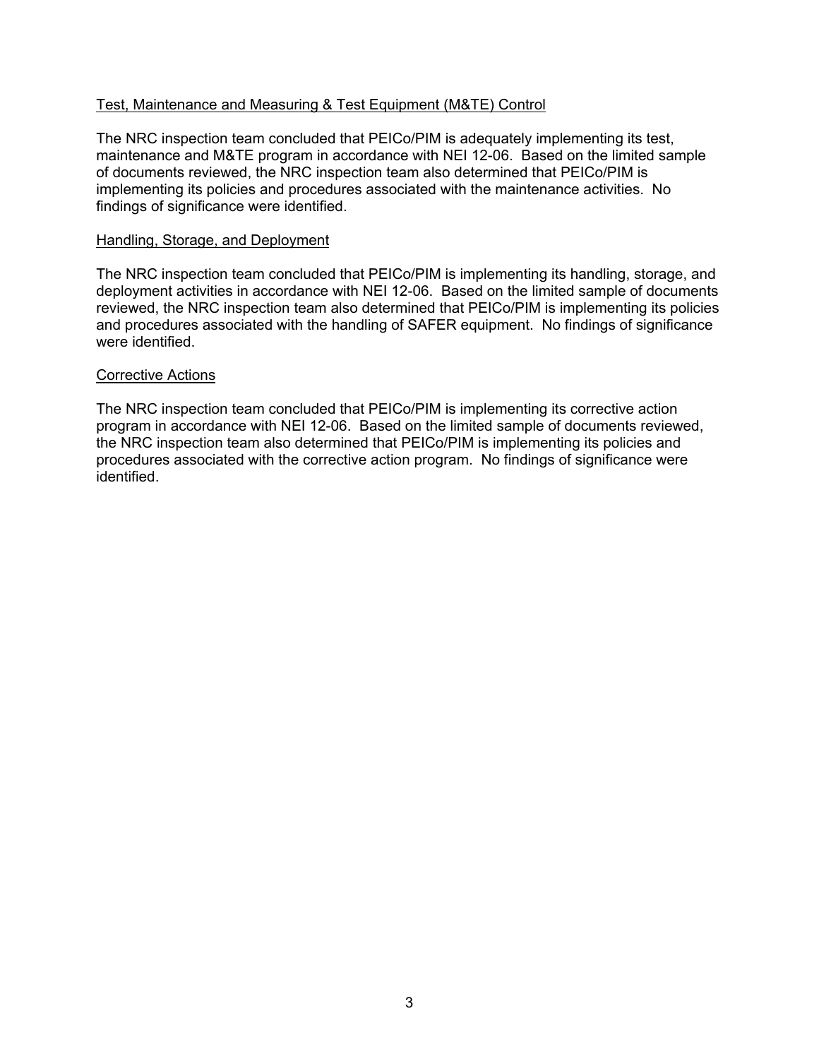Test, Maintenance and Measuring & Test Equipment (M&TE) Control

The NRC inspection team concluded that PEICo/PIM is adequately implementing its test, maintenance and M&TE program in accordance with NEI 12-06. Based on the limited sample of documents reviewed, the NRC inspection team also determined that PEICo/PIM is implementing its policies and procedures associated with the maintenance activities. No findings of significance were identified.

Handling, Storage, and Deployment

The NRC inspection team concluded that PEICo/PIM is implementing its handling, storage, and deployment activities in accordance with NEI 12-06. Based on the limited sample of documents reviewed, the NRC inspection team also determined that PEICo/PIM is implementing its policies and procedures associated with the handling of SAFER equipment. No findings of significance were identified.

Corrective Actions

The NRC inspection team concluded that PEICo/PIM is implementing its corrective action program in accordance with NEI 12-06. Based on the limited sample of documents reviewed, the NRC inspection team also determined that PEICo/PIM is implementing its policies and procedures associated with the corrective action program. No findings of significance were identified.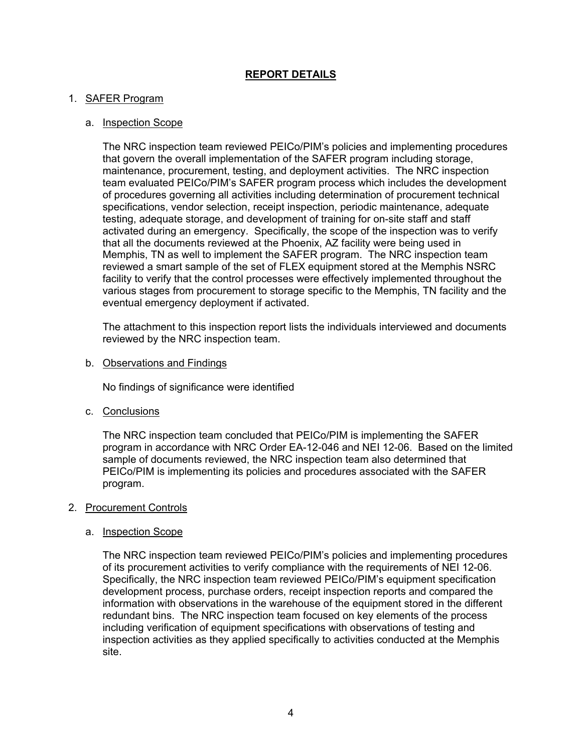## REPORT DETAILS

1. SAFER Program

   a. Inspection Scope

   The NRC inspection team reviewed PEICo/PIM's policies and implementing procedures that govern the overall implementation of the SAFER program including storage, maintenance, procurement, testing, and deployment activities. The NRC inspection team evaluated PEICo/PIM's SAFER program process which includes the development of procedures governing all activities including determination of procurement technical specifications, vendor selection, receipt inspection, periodic maintenance, adequate testing, adequate storage, and development of training for on-site staff and staff activated during an emergency. Specifically, the scope of the inspection was to verify that all the documents reviewed at the Phoenix, AZ facility were being used in Memphis, TN as well to implement the SAFER program. The NRC inspection team reviewed a smart sample of the set of FLEX equipment stored at the Memphis NSRC facility to verify that the control processes were effectively implemented throughout the various stages from procurement to storage specific to the Memphis, TN facility and the eventual emergency deployment if activated.

   The attachment to this inspection report lists the individuals interviewed and documents reviewed by the NRC inspection team.

   b. Observations and Findings

   No findings of significance were identified

   c. Conclusions

   The NRC inspection team concluded that PEICo/PIM is implementing the SAFER program in accordance with NRC Order EA-12-046 and NEI 12-06. Based on the limited sample of documents reviewed, the NRC inspection team also determined that PEICo/PIM is implementing its policies and procedures associated with the SAFER program.

2. Procurement Controls

   a. Inspection Scope

   The NRC inspection team reviewed PEICo/PIM's policies and implementing procedures of its procurement activities to verify compliance with the requirements of NEI 12-06. Specifically, the NRC inspection team reviewed PEICo/PIM's equipment specification development process, purchase orders, receipt inspection reports and compared the information with observations in the warehouse of the equipment stored in the different redundant bins. The NRC inspection team focused on key elements of the process including verification of equipment specifications with observations of testing and inspection activities as they applied specifically to activities conducted at the Memphis site.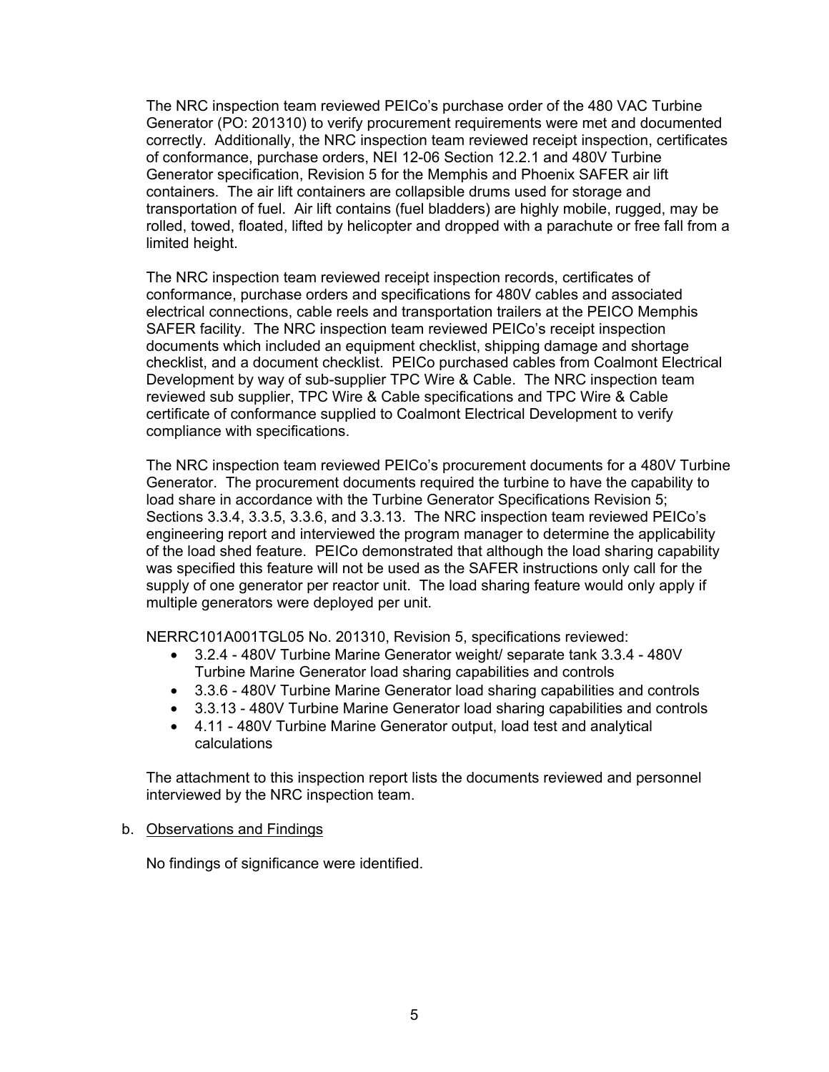The NRC inspection team reviewed PEICo's purchase order of the 480 VAC Turbine Generator (PO: 201310) to verify procurement requirements were met and documented correctly. Additionally, the NRC inspection team reviewed receipt inspection, certificates of conformance, purchase orders, NEI 12-06 Section 12.2.1 and 480V Turbine Generator specification, Revision 5 for the Memphis and Phoenix SAFER air lift containers. The air lift containers are collapsible drums used for storage and transportation of fuel. Air lift contains (fuel bladders) are highly mobile, rugged, may be rolled, towed, floated, lifted by helicopter and dropped with a parachute or free fall from a limited height.

The NRC inspection team reviewed receipt inspection records, certificates of conformance, purchase orders and specifications for 480V cables and associated electrical connections, cable reels and transportation trailers at the PEICO Memphis SAFER facility. The NRC inspection team reviewed PEICo's receipt inspection documents which included an equipment checklist, shipping damage and shortage checklist, and a document checklist. PEICo purchased cables from Coalmont Electrical Development by way of sub-supplier TPC Wire & Cable. The NRC inspection team reviewed sub supplier, TPC Wire & Cable specifications and TPC Wire & Cable certificate of conformance supplied to Coalmont Electrical Development to verify compliance with specifications.

The NRC inspection team reviewed PEICo's procurement documents for a 480V Turbine Generator. The procurement documents required the turbine to have the capability to load share in accordance with the Turbine Generator Specifications Revision 5; Sections 3.3.4, 3.3.5, 3.3.6, and 3.3.13. The NRC inspection team reviewed PEICo's engineering report and interviewed the program manager to determine the applicability of the load shed feature. PEICo demonstrated that although the load sharing capability was specified this feature will not be used as the SAFER instructions only call for the supply of one generator per reactor unit. The load sharing feature would only apply if multiple generators were deployed per unit.

NERRC101A001TGL05 No. 201310, Revision 5, specifications reviewed:

- 3.2.4 - 480V Turbine Marine Generator weight/ separate tank 3.3.4 - 480V Turbine Marine Generator load sharing capabilities and controls
- 3.3.6 - 480V Turbine Marine Generator load sharing capabilities and controls
- 3.3.13 - 480V Turbine Marine Generator load sharing capabilities and controls
- 4.11 - 480V Turbine Marine Generator output, load test and analytical calculations

The attachment to this inspection report lists the documents reviewed and personnel interviewed by the NRC inspection team.

b. Observations and Findings

No findings of significance were identified.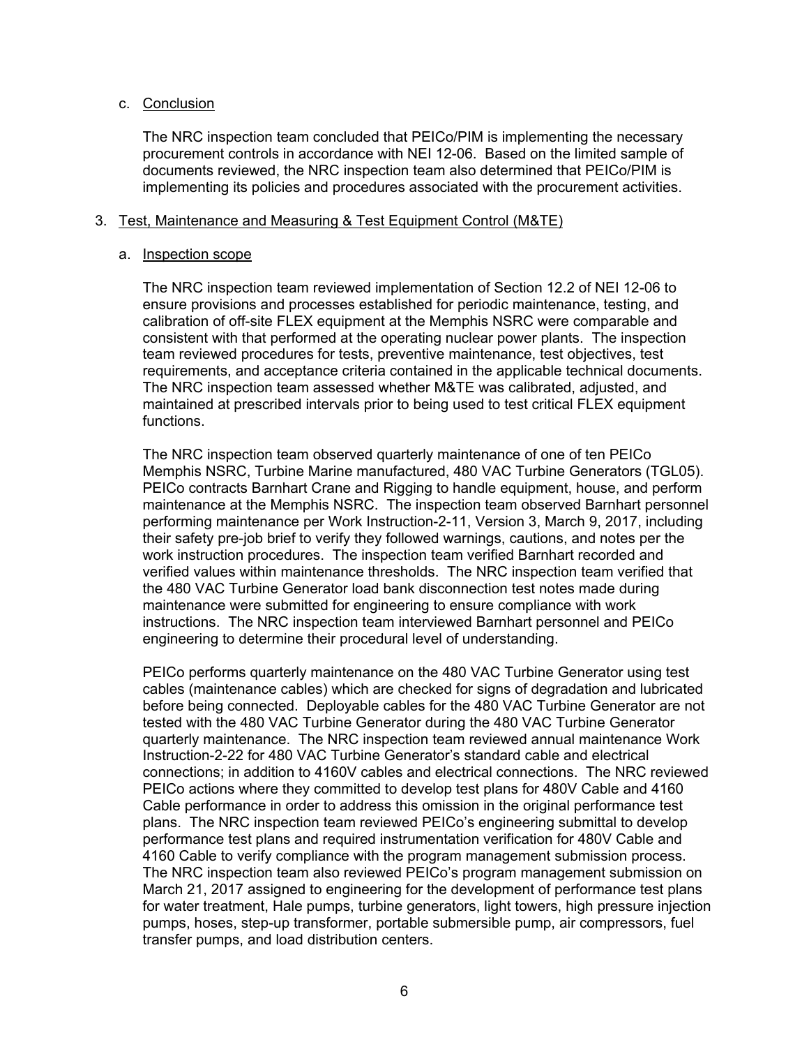c. Conclusion

The NRC inspection team concluded that PEICo/PIM is implementing the necessary procurement controls in accordance with NEI 12-06. Based on the limited sample of documents reviewed, the NRC inspection team also determined that PEICo/PIM is implementing its policies and procedures associated with the procurement activities.

3. Test, Maintenance and Measuring & Test Equipment Control (M&TE)

a. Inspection scope

The NRC inspection team reviewed implementation of Section 12.2 of NEI 12-06 to ensure provisions and processes established for periodic maintenance, testing, and calibration of off-site FLEX equipment at the Memphis NSRC were comparable and consistent with that performed at the operating nuclear power plants. The inspection team reviewed procedures for tests, preventive maintenance, test objectives, test requirements, and acceptance criteria contained in the applicable technical documents. The NRC inspection team assessed whether M&TE was calibrated, adjusted, and maintained at prescribed intervals prior to being used to test critical FLEX equipment functions.

The NRC inspection team observed quarterly maintenance of one of ten PEICo Memphis NSRC, Turbine Marine manufactured, 480 VAC Turbine Generators (TGL05). PEICo contracts Barnhart Crane and Rigging to handle equipment, house, and perform maintenance at the Memphis NSRC. The inspection team observed Barnhart personnel performing maintenance per Work Instruction-2-11, Version 3, March 9, 2017, including their safety pre-job brief to verify they followed warnings, cautions, and notes per the work instruction procedures. The inspection team verified Barnhart recorded and verified values within maintenance thresholds. The NRC inspection team verified that the 480 VAC Turbine Generator load bank disconnection test notes made during maintenance were submitted for engineering to ensure compliance with work instructions. The NRC inspection team interviewed Barnhart personnel and PEICo engineering to determine their procedural level of understanding.

PEICo performs quarterly maintenance on the 480 VAC Turbine Generator using test cables (maintenance cables) which are checked for signs of degradation and lubricated before being connected. Deployable cables for the 480 VAC Turbine Generator are not tested with the 480 VAC Turbine Generator during the 480 VAC Turbine Generator quarterly maintenance. The NRC inspection team reviewed annual maintenance Work Instruction-2-22 for 480 VAC Turbine Generator's standard cable and electrical connections; in addition to 4160V cables and electrical connections. The NRC reviewed PEICo actions where they committed to develop test plans for 480V Cable and 4160 Cable performance in order to address this omission in the original performance test plans. The NRC inspection team reviewed PEICo's engineering submittal to develop performance test plans and required instrumentation verification for 480V Cable and 4160 Cable to verify compliance with the program management submission process. The NRC inspection team also reviewed PEICo's program management submission on March 21, 2017 assigned to engineering for the development of performance test plans for water treatment, Hale pumps, turbine generators, light towers, high pressure injection pumps, hoses, step-up transformer, portable submersible pump, air compressors, fuel transfer pumps, and load distribution centers.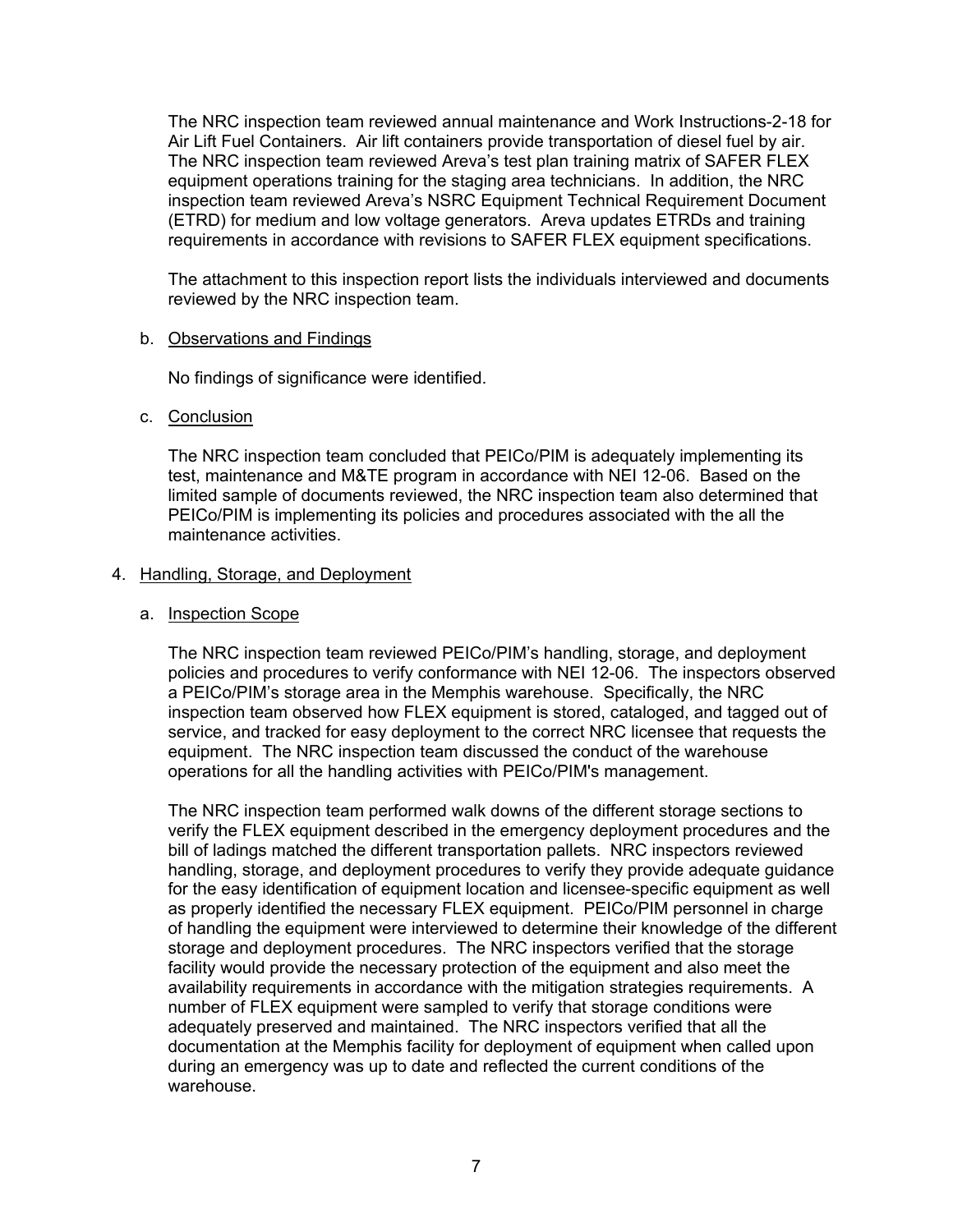The NRC inspection team reviewed annual maintenance and Work Instructions-2-18 for Air Lift Fuel Containers. Air lift containers provide transportation of diesel fuel by air. The NRC inspection team reviewed Areva's test plan training matrix of SAFER FLEX equipment operations training for the staging area technicians. In addition, the NRC inspection team reviewed Areva's NSRC Equipment Technical Requirement Document (ETRD) for medium and low voltage generators. Areva updates ETRDs and training requirements in accordance with revisions to SAFER FLEX equipment specifications.

The attachment to this inspection report lists the individuals interviewed and documents reviewed by the NRC inspection team.

b. Observations and Findings

No findings of significance were identified.

c. Conclusion

The NRC inspection team concluded that PEICo/PIM is adequately implementing its test, maintenance and M&TE program in accordance with NEI 12-06. Based on the limited sample of documents reviewed, the NRC inspection team also determined that PEICo/PIM is implementing its policies and procedures associated with the all the maintenance activities.

4. Handling, Storage, and Deployment

a. Inspection Scope

The NRC inspection team reviewed PEICo/PIM's handling, storage, and deployment policies and procedures to verify conformance with NEI 12-06. The inspectors observed a PEICo/PIM's storage area in the Memphis warehouse. Specifically, the NRC inspection team observed how FLEX equipment is stored, cataloged, and tagged out of service, and tracked for easy deployment to the correct NRC licensee that requests the equipment. The NRC inspection team discussed the conduct of the warehouse operations for all the handling activities with PEICo/PIM's management.

The NRC inspection team performed walk downs of the different storage sections to verify the FLEX equipment described in the emergency deployment procedures and the bill of ladings matched the different transportation pallets. NRC inspectors reviewed handling, storage, and deployment procedures to verify they provide adequate guidance for the easy identification of equipment location and licensee-specific equipment as well as properly identified the necessary FLEX equipment. PEICo/PIM personnel in charge of handling the equipment were interviewed to determine their knowledge of the different storage and deployment procedures. The NRC inspectors verified that the storage facility would provide the necessary protection of the equipment and also meet the availability requirements in accordance with the mitigation strategies requirements. A number of FLEX equipment were sampled to verify that storage conditions were adequately preserved and maintained. The NRC inspectors verified that all the documentation at the Memphis facility for deployment of equipment when called upon during an emergency was up to date and reflected the current conditions of the warehouse.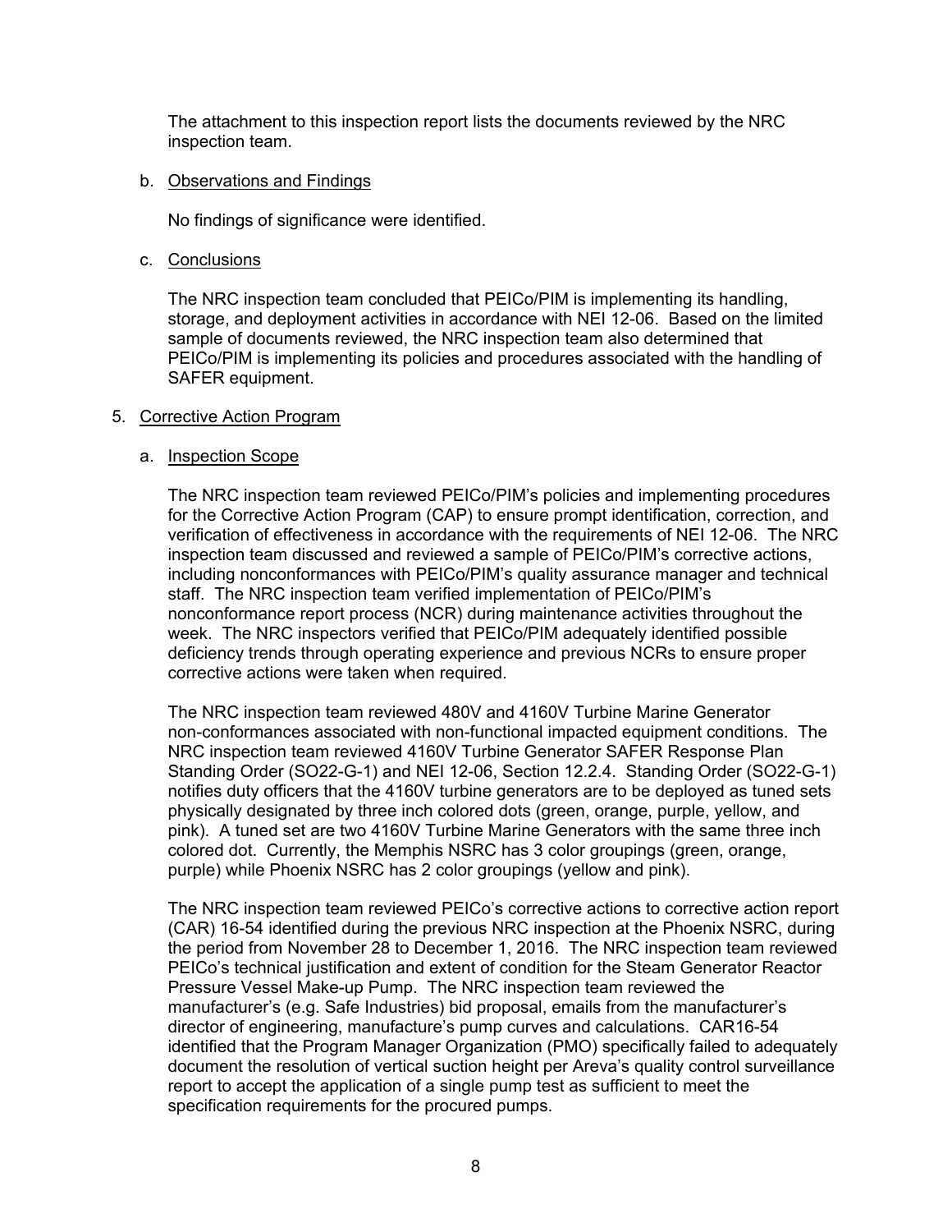The attachment to this inspection report lists the documents reviewed by the NRC inspection team.

b. Observations and Findings

No findings of significance were identified.

c. Conclusions

The NRC inspection team concluded that PEICo/PIM is implementing its handling, storage, and deployment activities in accordance with NEI 12-06. Based on the limited sample of documents reviewed, the NRC inspection team also determined that PEICo/PIM is implementing its policies and procedures associated with the handling of SAFER equipment.

5. Corrective Action Program

a. Inspection Scope

The NRC inspection team reviewed PEICo/PIM's policies and implementing procedures for the Corrective Action Program (CAP) to ensure prompt identification, correction, and verification of effectiveness in accordance with the requirements of NEI 12-06. The NRC inspection team discussed and reviewed a sample of PEICo/PIM's corrective actions, including nonconformances with PEICo/PIM's quality assurance manager and technical staff. The NRC inspection team verified implementation of PEICo/PIM's nonconformance report process (NCR) during maintenance activities throughout the week. The NRC inspectors verified that PEICo/PIM adequately identified possible deficiency trends through operating experience and previous NCRs to ensure proper corrective actions were taken when required.

The NRC inspection team reviewed 480V and 4160V Turbine Marine Generator non-conformances associated with non-functional impacted equipment conditions. The NRC inspection team reviewed 4160V Turbine Generator SAFER Response Plan Standing Order (SO22-G-1) and NEI 12-06, Section 12.2.4. Standing Order (SO22-G-1) notifies duty officers that the 4160V turbine generators are to be deployed as tuned sets physically designated by three inch colored dots (green, orange, purple, yellow, and pink). A tuned set are two 4160V Turbine Marine Generators with the same three inch colored dot. Currently, the Memphis NSRC has 3 color groupings (green, orange, purple) while Phoenix NSRC has 2 color groupings (yellow and pink).

The NRC inspection team reviewed PEICo's corrective actions to corrective action report (CAR) 16-54 identified during the previous NRC inspection at the Phoenix NSRC, during the period from November 28 to December 1, 2016. The NRC inspection team reviewed PEICo's technical justification and extent of condition for the Steam Generator Reactor Pressure Vessel Make-up Pump. The NRC inspection team reviewed the manufacturer's (e.g. Safe Industries) bid proposal, emails from the manufacturer's director of engineering, manufacture's pump curves and calculations. CAR16-54 identified that the Program Manager Organization (PMO) specifically failed to adequately document the resolution of vertical suction height per Areva's quality control surveillance report to accept the application of a single pump test as sufficient to meet the specification requirements for the procured pumps.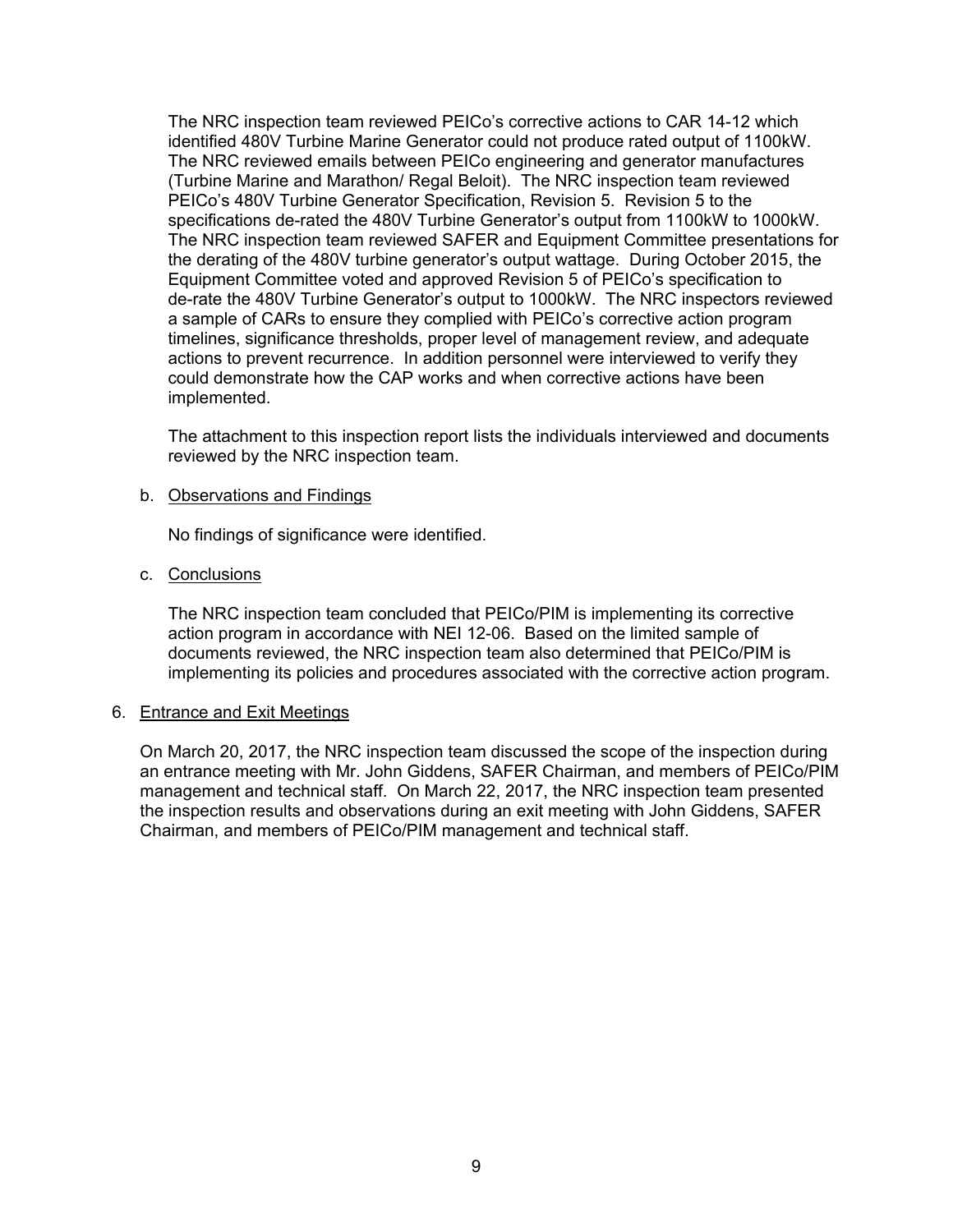The NRC inspection team reviewed PEICo's corrective actions to CAR 14-12 which identified 480V Turbine Marine Generator could not produce rated output of 1100kW. The NRC reviewed emails between PEICo engineering and generator manufactures (Turbine Marine and Marathon/ Regal Beloit). The NRC inspection team reviewed PEICo's 480V Turbine Generator Specification, Revision 5. Revision 5 to the specifications de-rated the 480V Turbine Generator's output from 1100kW to 1000kW. The NRC inspection team reviewed SAFER and Equipment Committee presentations for the derating of the 480V turbine generator's output wattage. During October 2015, the Equipment Committee voted and approved Revision 5 of PEICo's specification to de-rate the 480V Turbine Generator's output to 1000kW. The NRC inspectors reviewed a sample of CARs to ensure they complied with PEICo's corrective action program timelines, significance thresholds, proper level of management review, and adequate actions to prevent recurrence. In addition personnel were interviewed to verify they could demonstrate how the CAP works and when corrective actions have been implemented.

The attachment to this inspection report lists the individuals interviewed and documents reviewed by the NRC inspection team.

b. Observations and Findings

No findings of significance were identified.

c. Conclusions

The NRC inspection team concluded that PEICo/PIM is implementing its corrective action program in accordance with NEI 12-06. Based on the limited sample of documents reviewed, the NRC inspection team also determined that PEICo/PIM is implementing its policies and procedures associated with the corrective action program.

6. Entrance and Exit Meetings

On March 20, 2017, the NRC inspection team discussed the scope of the inspection during an entrance meeting with Mr. John Giddens, SAFER Chairman, and members of PEICo/PIM management and technical staff. On March 22, 2017, the NRC inspection team presented the inspection results and observations during an exit meeting with John Giddens, SAFER Chairman, and members of PEICo/PIM management and technical staff.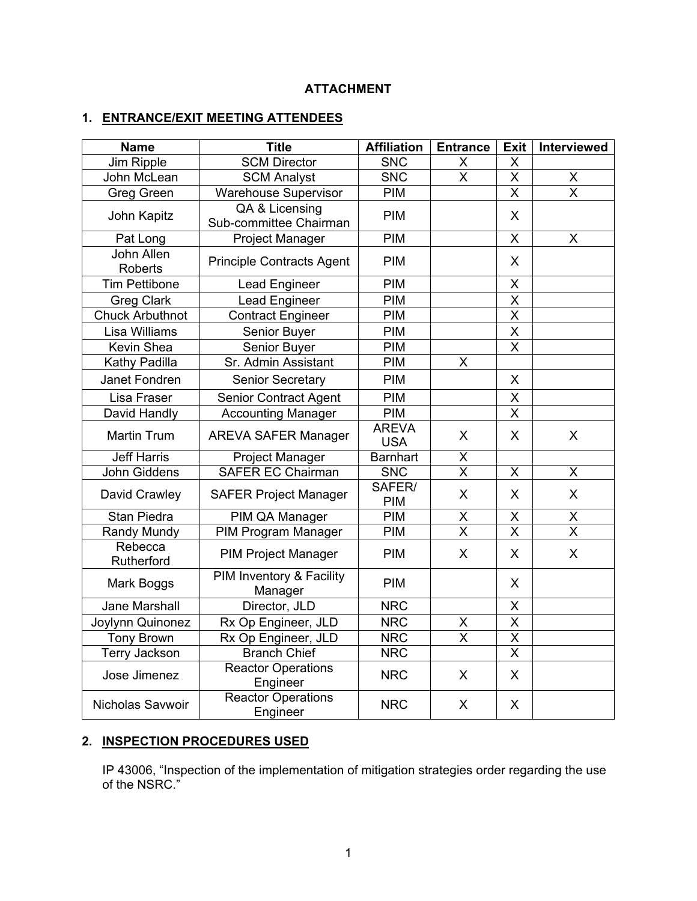**ATTACHMENT**

## 1. ENTRANCE/EXIT MEETING ATTENDEES

| Name | Title | Affiliation | Entrance | Exit | Interviewed |
|---|---|---|---|---|---|
| Jim Ripple | SCM Director | SNC | X | X | |
| John McLean | SCM Analyst | SNC | X | X | X |
| Greg Green | Warehouse Supervisor | PIM | | X | X |
| John Kapitz | QA & Licensing Sub-committee Chairman | PIM | | X | |
| Pat Long | Project Manager | PIM | | X | X |
| John Allen Roberts | Principle Contracts Agent | PIM | | X | |
| Tim Pettibone | Lead Engineer | PIM | | X | |
| Greg Clark | Lead Engineer | PIM | | X | |
| Chuck Arbuthnot | Contract Engineer | PIM | | X | |
| Lisa Williams | Senior Buyer | PIM | | X | |
| Kevin Shea | Senior Buyer | PIM | | X | |
| Kathy Padilla | Sr. Admin Assistant | PIM | X | | |
| Janet Fondren | Senior Secretary | PIM | | X | |
| Lisa Fraser | Senior Contract Agent | PIM | | X | |
| David Handly | Accounting Manager | PIM | | X | |
| Martin Trum | AREVA SAFER Manager | AREVA USA | X | X | X |
| Jeff Harris | Project Manager | Barnhart | X | | |
| John Giddens | SAFER EC Chairman | SNC | X | X | X |
| David Crawley | SAFER Project Manager | SAFER/ PIM | X | X | X |
| Stan Piedra | PIM QA Manager | PIM | X | X | X |
| Randy Mundy | PIM Program Manager | PIM | X | X | X |
| Rebecca Rutherford | PIM Project Manager | PIM | X | X | X |
| Mark Boggs | PIM Inventory & Facility Manager | PIM | | X | |
| Jane Marshall | Director, JLD | NRC | | X | |
| Joylynn Quinonez | Rx Op Engineer, JLD | NRC | X | X | |
| Tony Brown | Rx Op Engineer, JLD | NRC | X | X | |
| Terry Jackson | Branch Chief | NRC | | X | |
| Jose Jimenez | Reactor Operations Engineer | NRC | X | X | |
| Nicholas Savwoir | Reactor Operations Engineer | NRC | X | X | |

## 2. INSPECTION PROCEDURES USED

IP 43006, "Inspection of the implementation of mitigation strategies order regarding the use of the NSRC."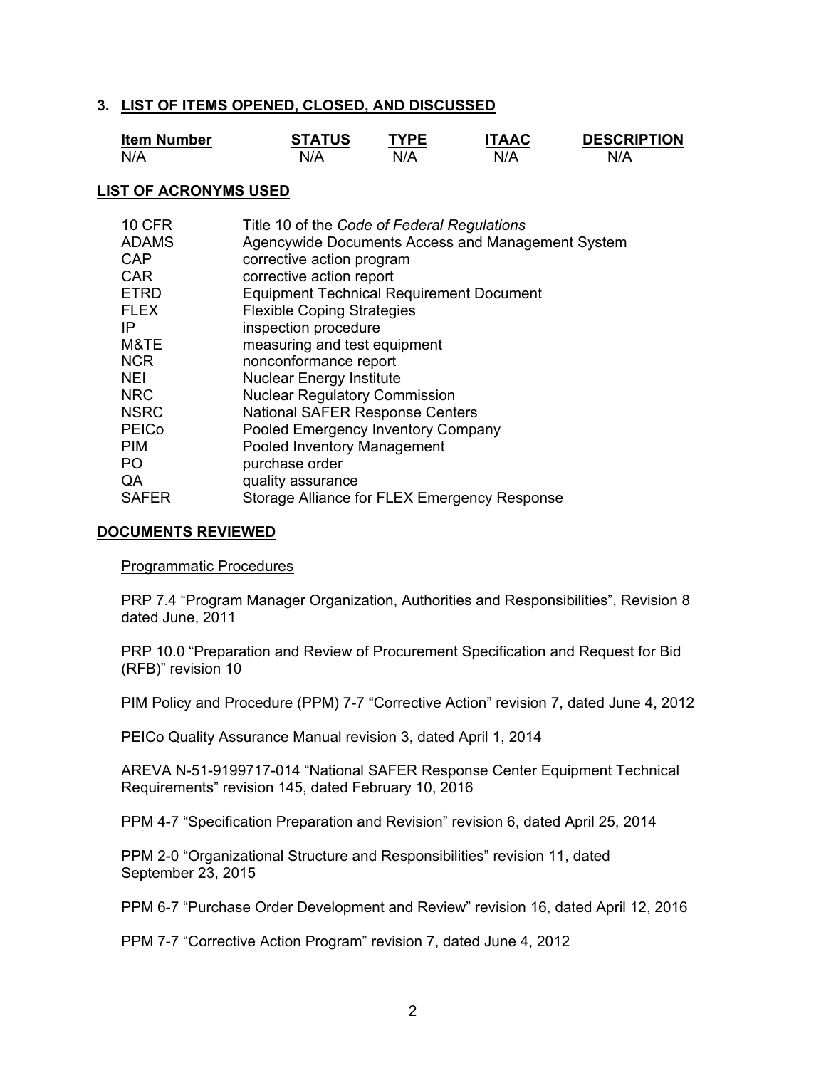## 3. LIST OF ITEMS OPENED, CLOSED, AND DISCUSSED

| Item Number | STATUS | TYPE | ITAAC | DESCRIPTION |
|---|---|---|---|---|
| N/A | N/A | N/A | N/A | N/A |

## LIST OF ACRONYMS USED

| | |
|---|---|
| 10 CFR | Title 10 of the *Code of Federal Regulations* |
| ADAMS | Agencywide Documents Access and Management System |
| CAP | corrective action program |
| CAR | corrective action report |
| ETRD | Equipment Technical Requirement Document |
| FLEX | Flexible Coping Strategies |
| IP | inspection procedure |
| M&TE | measuring and test equipment |
| NCR | nonconformance report |
| NEI | Nuclear Energy Institute |
| NRC | Nuclear Regulatory Commission |
| NSRC | National SAFER Response Centers |
| PEICo | Pooled Emergency Inventory Company |
| PIM | Pooled Inventory Management |
| PO | purchase order |
| QA | quality assurance |
| SAFER | Storage Alliance for FLEX Emergency Response |

## DOCUMENTS REVIEWED

Programmatic Procedures

PRP 7.4 "Program Manager Organization, Authorities and Responsibilities", Revision 8 dated June, 2011

PRP 10.0 "Preparation and Review of Procurement Specification and Request for Bid (RFB)" revision 10

PIM Policy and Procedure (PPM) 7-7 "Corrective Action" revision 7, dated June 4, 2012

PEICo Quality Assurance Manual revision 3, dated April 1, 2014

AREVA N-51-9199717-014 "National SAFER Response Center Equipment Technical Requirements" revision 145, dated February 10, 2016

PPM 4-7 "Specification Preparation and Revision" revision 6, dated April 25, 2014

PPM 2-0 "Organizational Structure and Responsibilities" revision 11, dated September 23, 2015

PPM 6-7 "Purchase Order Development and Review" revision 16, dated April 12, 2016

PPM 7-7 "Corrective Action Program" revision 7, dated June 4, 2012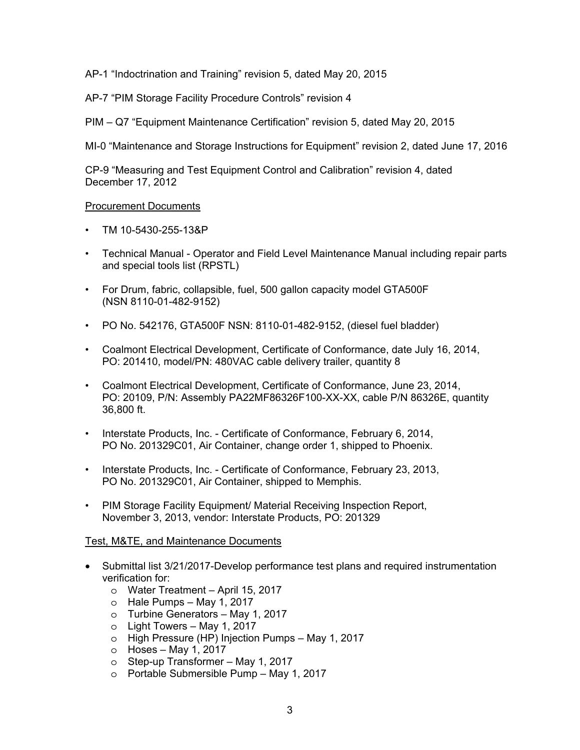AP-1 “Indoctrination and Training” revision 5, dated May 20, 2015

AP-7 “PIM Storage Facility Procedure Controls” revision 4

PIM – Q7 “Equipment Maintenance Certification” revision 5, dated May 20, 2015

MI-0 “Maintenance and Storage Instructions for Equipment” revision 2, dated June 17, 2016

CP-9 “Measuring and Test Equipment Control and Calibration” revision 4, dated December 17, 2012

<u>Procurement Documents</u>

- TM 10-5430-255-13&P
- Technical Manual - Operator and Field Level Maintenance Manual including repair parts and special tools list (RPSTL)
- For Drum, fabric, collapsible, fuel, 500 gallon capacity model GTA500F (NSN 8110-01-482-9152)
- PO No. 542176, GTA500F NSN: 8110-01-482-9152, (diesel fuel bladder)
- Coalmont Electrical Development, Certificate of Conformance, date July 16, 2014, PO: 201410, model/PN: 480VAC cable delivery trailer, quantity 8
- Coalmont Electrical Development, Certificate of Conformance, June 23, 2014, PO: 20109, P/N: Assembly PA22MF86326F100-XX-XX, cable P/N 86326E, quantity 36,800 ft.
- Interstate Products, Inc. - Certificate of Conformance, February 6, 2014, PO No. 201329C01, Air Container, change order 1, shipped to Phoenix.
- Interstate Products, Inc. - Certificate of Conformance, February 23, 2013, PO No. 201329C01, Air Container, shipped to Memphis.
- PIM Storage Facility Equipment/ Material Receiving Inspection Report, November 3, 2013, vendor: Interstate Products, PO: 201329

<u>Test, M&TE, and Maintenance Documents</u>

- Submittal list 3/21/2017-Develop performance test plans and required instrumentation verification for:
    - Water Treatment – April 15, 2017
    - Hale Pumps – May 1, 2017
    - Turbine Generators – May 1, 2017
    - Light Towers – May 1, 2017
    - High Pressure (HP) Injection Pumps – May 1, 2017
    - Hoses – May 1, 2017
    - Step-up Transformer – May 1, 2017
    - Portable Submersible Pump – May 1, 2017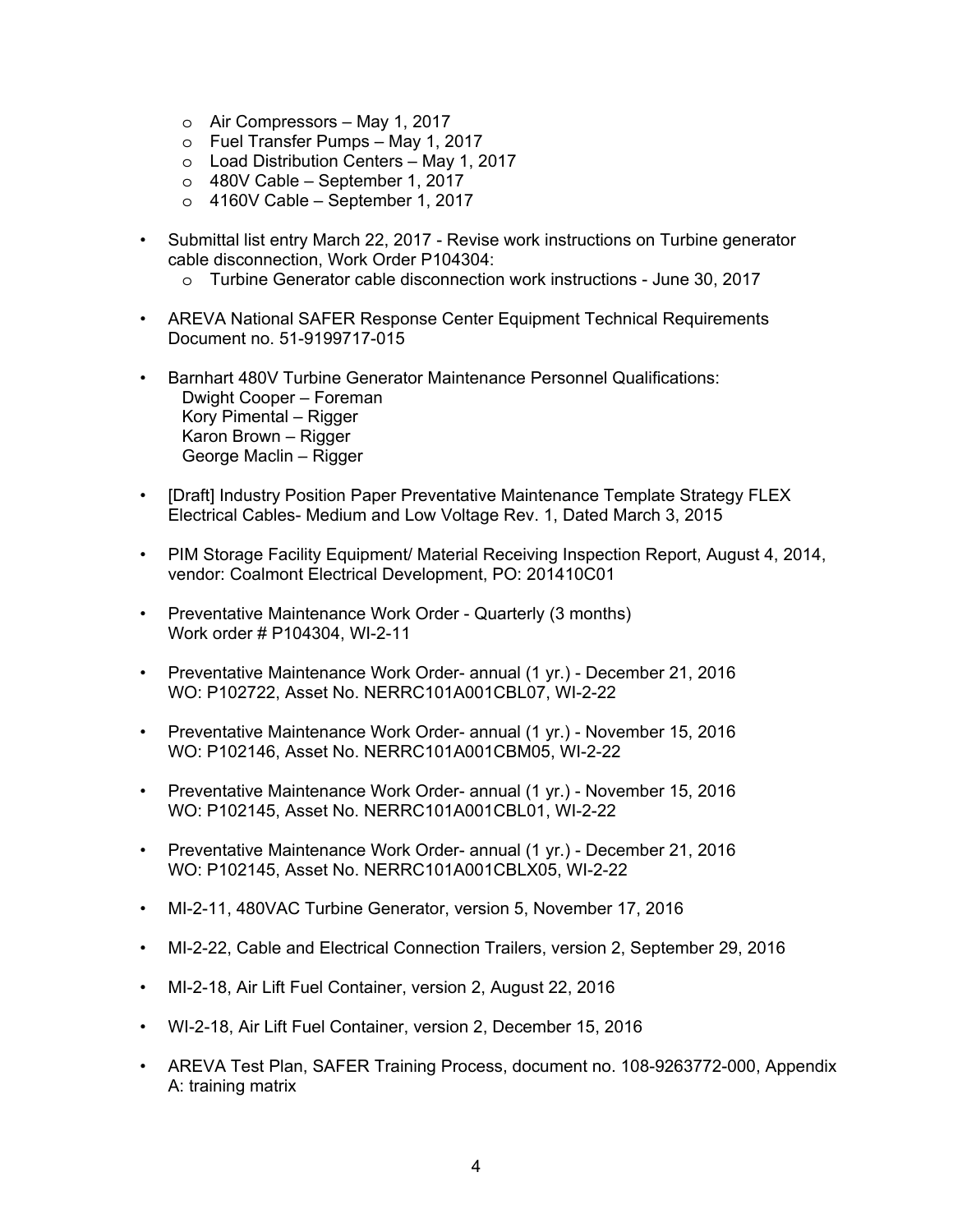- Air Compressors – May 1, 2017
  - Fuel Transfer Pumps – May 1, 2017
  - Load Distribution Centers – May 1, 2017
  - 480V Cable – September 1, 2017
  - 4160V Cable – September 1, 2017

- Submittal list entry March 22, 2017 - Revise work instructions on Turbine generator cable disconnection, Work Order P104304:
  - Turbine Generator cable disconnection work instructions - June 30, 2017

- AREVA National SAFER Response Center Equipment Technical Requirements Document no. 51-9199717-015

- Barnhart 480V Turbine Generator Maintenance Personnel Qualifications:
  Dwight Cooper – Foreman
  Kory Pimental – Rigger
  Karon Brown – Rigger
  George Maclin – Rigger

- [Draft] Industry Position Paper Preventative Maintenance Template Strategy FLEX Electrical Cables- Medium and Low Voltage Rev. 1, Dated March 3, 2015

- PIM Storage Facility Equipment/ Material Receiving Inspection Report, August 4, 2014, vendor: Coalmont Electrical Development, PO: 201410C01

- Preventative Maintenance Work Order - Quarterly (3 months)
  Work order # P104304, WI-2-11

- Preventative Maintenance Work Order- annual (1 yr.) - December 21, 2016
  WO: P102722, Asset No. NERRC101A001CBL07, WI-2-22

- Preventative Maintenance Work Order- annual (1 yr.) - November 15, 2016
  WO: P102146, Asset No. NERRC101A001CBM05, WI-2-22

- Preventative Maintenance Work Order- annual (1 yr.) - November 15, 2016
  WO: P102145, Asset No. NERRC101A001CBL01, WI-2-22

- Preventative Maintenance Work Order- annual (1 yr.) - December 21, 2016
  WO: P102145, Asset No. NERRC101A001CBLX05, WI-2-22

- MI-2-11, 480VAC Turbine Generator, version 5, November 17, 2016

- MI-2-22, Cable and Electrical Connection Trailers, version 2, September 29, 2016

- MI-2-18, Air Lift Fuel Container, version 2, August 22, 2016

- WI-2-18, Air Lift Fuel Container, version 2, December 15, 2016

- AREVA Test Plan, SAFER Training Process, document no. 108-9263772-000, Appendix A: training matrix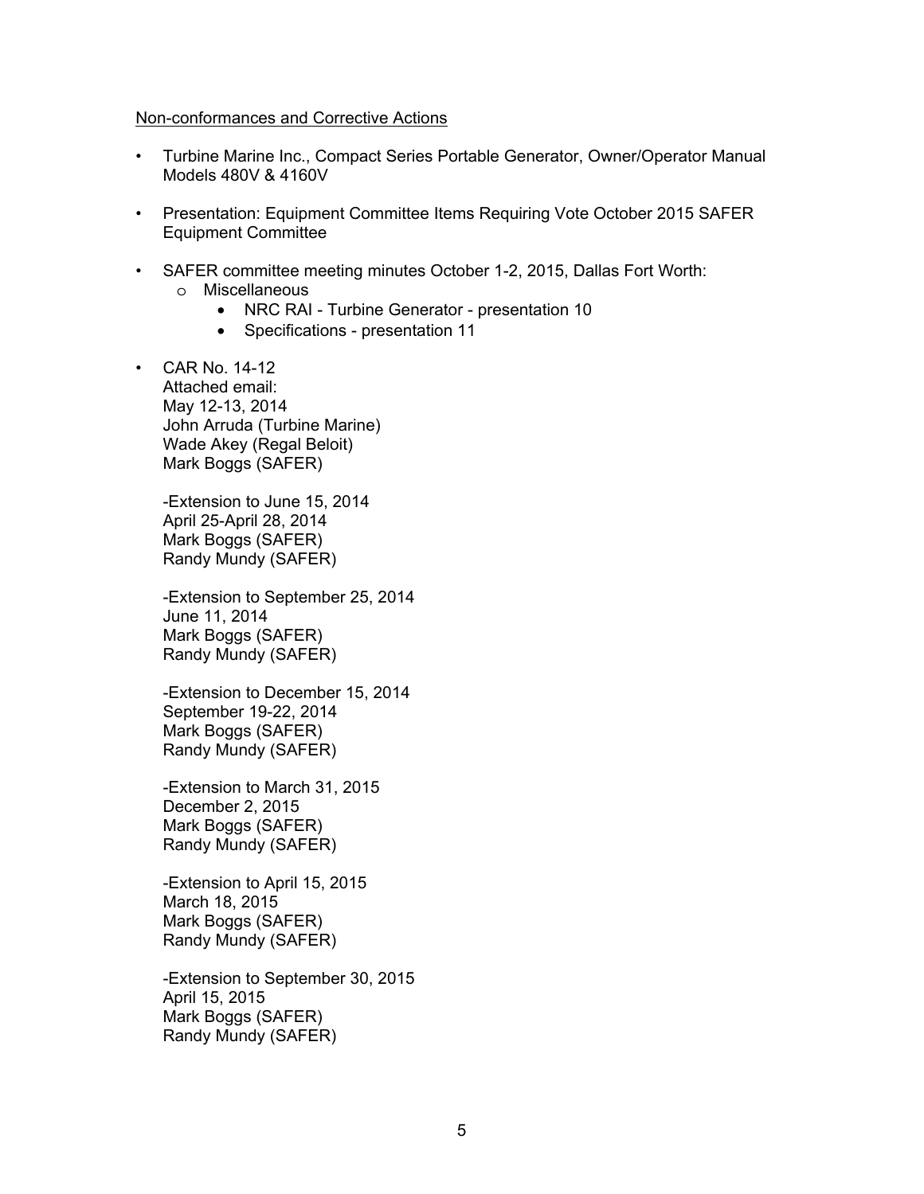Non-conformances and Corrective Actions

- Turbine Marine Inc., Compact Series Portable Generator, Owner/Operator Manual Models 480V & 4160V

- Presentation: Equipment Committee Items Requiring Vote October 2015 SAFER Equipment Committee

- SAFER committee meeting minutes October 1-2, 2015, Dallas Fort Worth:
  - Miscellaneous
    - NRC RAI - Turbine Generator - presentation 10
    - Specifications - presentation 11

- CAR No. 14-12  
  Attached email:  
  May 12-13, 2014  
  John Arruda (Turbine Marine)  
  Wade Akey (Regal Beloit)  
  Mark Boggs (SAFER)

  -Extension to June 15, 2014  
  April 25-April 28, 2014  
  Mark Boggs (SAFER)  
  Randy Mundy (SAFER)

  -Extension to September 25, 2014  
  June 11, 2014  
  Mark Boggs (SAFER)  
  Randy Mundy (SAFER)

  -Extension to December 15, 2014  
  September 19-22, 2014  
  Mark Boggs (SAFER)  
  Randy Mundy (SAFER)

  -Extension to March 31, 2015  
  December 2, 2015  
  Mark Boggs (SAFER)  
  Randy Mundy (SAFER)

  -Extension to April 15, 2015  
  March 18, 2015  
  Mark Boggs (SAFER)  
  Randy Mundy (SAFER)

  -Extension to September 30, 2015  
  April 15, 2015  
  Mark Boggs (SAFER)  
  Randy Mundy (SAFER)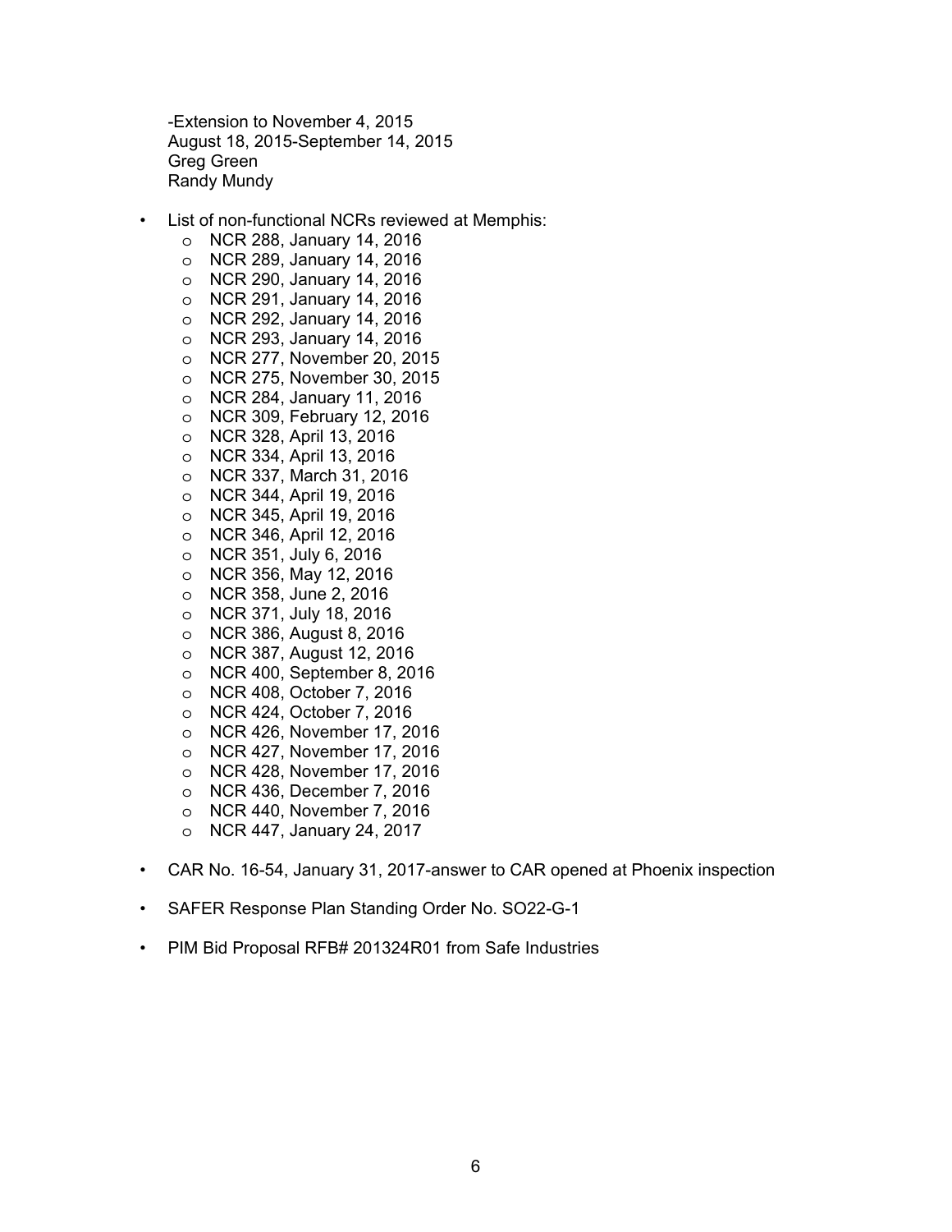-Extension to November 4, 2015
August 18, 2015-September 14, 2015
Greg Green
Randy Mundy

- List of non-functional NCRs reviewed at Memphis:
  - NCR 288, January 14, 2016
  - NCR 289, January 14, 2016
  - NCR 290, January 14, 2016
  - NCR 291, January 14, 2016
  - NCR 292, January 14, 2016
  - NCR 293, January 14, 2016
  - NCR 277, November 20, 2015
  - NCR 275, November 30, 2015
  - NCR 284, January 11, 2016
  - NCR 309, February 12, 2016
  - NCR 328, April 13, 2016
  - NCR 334, April 13, 2016
  - NCR 337, March 31, 2016
  - NCR 344, April 19, 2016
  - NCR 345, April 19, 2016
  - NCR 346, April 12, 2016
  - NCR 351, July 6, 2016
  - NCR 356, May 12, 2016
  - NCR 358, June 2, 2016
  - NCR 371, July 18, 2016
  - NCR 386, August 8, 2016
  - NCR 387, August 12, 2016
  - NCR 400, September 8, 2016
  - NCR 408, October 7, 2016
  - NCR 424, October 7, 2016
  - NCR 426, November 17, 2016
  - NCR 427, November 17, 2016
  - NCR 428, November 17, 2016
  - NCR 436, December 7, 2016
  - NCR 440, November 7, 2016
  - NCR 447, January 24, 2017

- CAR No. 16-54, January 31, 2017-answer to CAR opened at Phoenix inspection

- SAFER Response Plan Standing Order No. SO22-G-1

- PIM Bid Proposal RFB# 201324R01 from Safe Industries